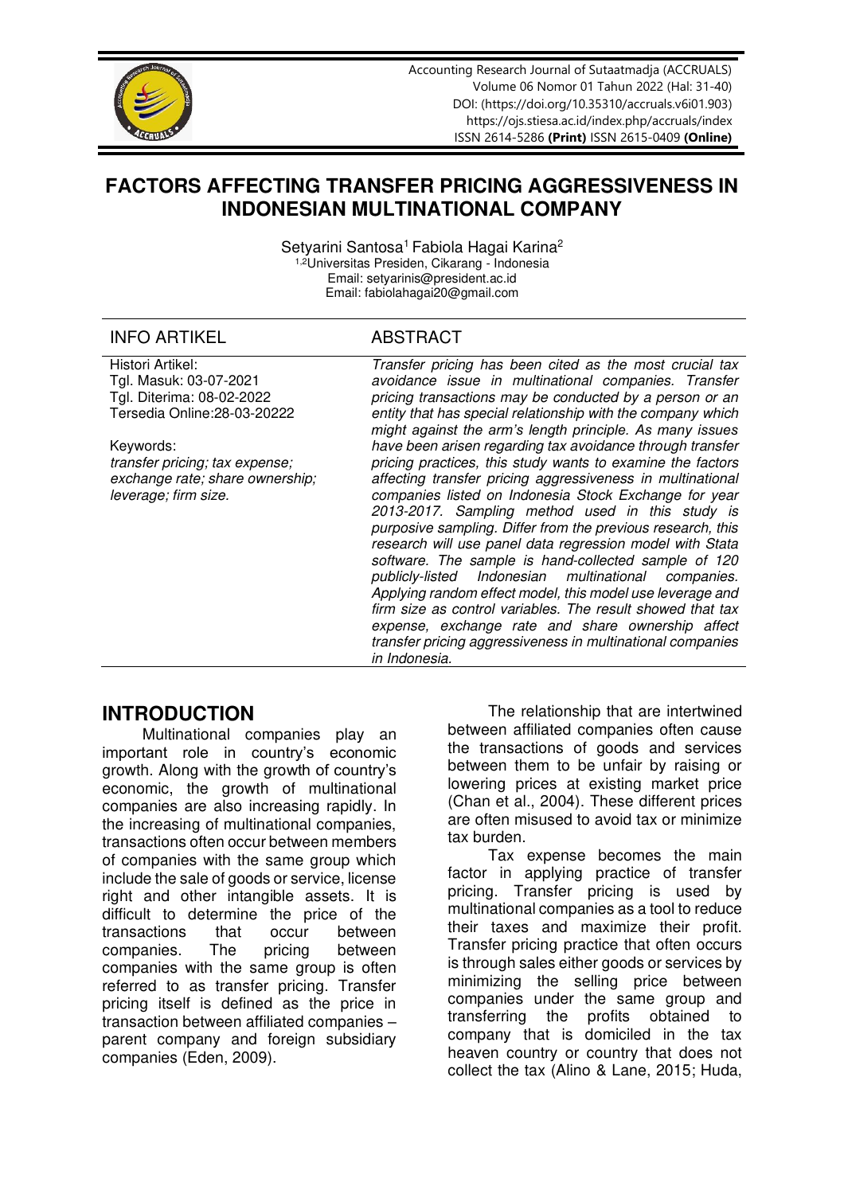# FACTORS AFFECTING TRANSFER PRICING AGGRESSIVENESS IN INDONESIAN MULTINATIONAL COMPANY

Setyarini Santosa[1] Fabiola Hagai Karina[2]
[1,2]Universitas Presiden, Cikarang - Indonesia
Email: setyarinis@president.ac.id
Email: fabiolahagai20@gmail.com

## INFO ARTIKEL

Histori Artikel:
Tgl. Masuk: 03-07-2021
Tgl. Diterima: 08-02-2022
Tersedia Online:28-03-20222

Keywords:
*transfer pricing; tax expense; exchange rate; share ownership; leverage; firm size.*

## ABSTRACT

*Transfer pricing has been cited as the most crucial tax avoidance issue in multinational companies. Transfer pricing transactions may be conducted by a person or an entity that has special relationship with the company which might against the arm's length principle. As many issues have been arisen regarding tax avoidance through transfer pricing practices, this study wants to examine the factors affecting transfer pricing aggressiveness in multinational companies listed on Indonesia Stock Exchange for year 2013-2017. Sampling method used in this study is purposive sampling. Differ from the previous research, this research will use panel data regression model with Stata software. The sample is hand-collected sample of 120 publicly-listed Indonesian multinational companies. Applying random effect model, this model use leverage and firm size as control variables. The result showed that tax expense, exchange rate and share ownership affect transfer pricing aggressiveness in multinational companies in Indonesia.*

## INTRODUCTION

Multinational companies play an important role in country's economic growth. Along with the growth of country's economic, the growth of multinational companies are also increasing rapidly. In the increasing of multinational companies, transactions often occur between members of companies with the same group which include the sale of goods or service, license right and other intangible assets. It is difficult to determine the price of the transactions that occur between companies. The pricing between companies with the same group is often referred to as transfer pricing. Transfer pricing itself is defined as the price in transaction between affiliated companies – parent company and foreign subsidiary companies (Eden, 2009).

The relationship that are intertwined between affiliated companies often cause the transactions of goods and services between them to be unfair by raising or lowering prices at existing market price (Chan et al., 2004). These different prices are often misused to avoid tax or minimize tax burden.

Tax expense becomes the main factor in applying practice of transfer pricing. Transfer pricing is used by multinational companies as a tool to reduce their taxes and maximize their profit. Transfer pricing practice that often occurs is through sales either goods or services by minimizing the selling price between companies under the same group and transferring the profits obtained to company that is domiciled in the tax heaven country or country that does not collect the tax (Alino & Lane, 2015; Huda,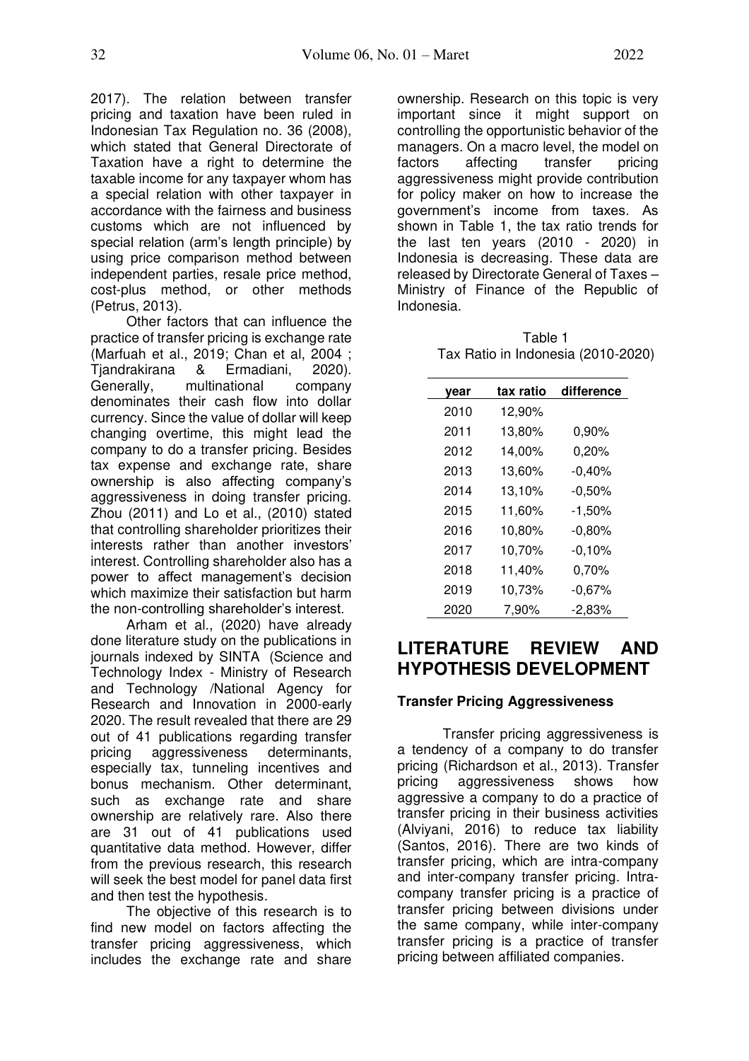2017). The relation between transfer pricing and taxation have been ruled in Indonesian Tax Regulation no. 36 (2008), which stated that General Directorate of Taxation have a right to determine the taxable income for any taxpayer whom has a special relation with other taxpayer in accordance with the fairness and business customs which are not influenced by special relation (arm's length principle) by using price comparison method between independent parties, resale price method, cost-plus method, or other methods (Petrus, 2013).

Other factors that can influence the practice of transfer pricing is exchange rate (Marfuah et al., 2019; Chan et al, 2004 ; Tjandrakirana & Ermadiani, 2020). Generally, multinational company denominates their cash flow into dollar currency. Since the value of dollar will keep changing overtime, this might lead the company to do a transfer pricing. Besides tax expense and exchange rate, share ownership is also affecting company's aggressiveness in doing transfer pricing. Zhou (2011) and Lo et al., (2010) stated that controlling shareholder prioritizes their interests rather than another investors' interest. Controlling shareholder also has a power to affect management's decision which maximize their satisfaction but harm the non-controlling shareholder's interest.

Arham et al., (2020) have already done literature study on the publications in journals indexed by SINTA (Science and Technology Index - Ministry of Research and Technology /National Agency for Research and Innovation in 2000-early 2020. The result revealed that there are 29 out of 41 publications regarding transfer pricing aggressiveness determinants, especially tax, tunneling incentives and bonus mechanism. Other determinant, such as exchange rate and share ownership are relatively rare. Also there are 31 out of 41 publications used quantitative data method. However, differ from the previous research, this research will seek the best model for panel data first and then test the hypothesis.

The objective of this research is to find new model on factors affecting the transfer pricing aggressiveness, which includes the exchange rate and share ownership. Research on this topic is very important since it might support on controlling the opportunistic behavior of the managers. On a macro level, the model on factors affecting transfer pricing aggressiveness might provide contribution for policy maker on how to increase the government's income from taxes. As shown in Table 1, the tax ratio trends for the last ten years (2010 - 2020) in Indonesia is decreasing. These data are released by Directorate General of Taxes – Ministry of Finance of the Republic of Indonesia.

Table 1
Tax Ratio in Indonesia (2010-2020)

| year | tax ratio | difference |
|---|---|---|
| 2010 | 12,90% | |
| 2011 | 13,80% | 0,90% |
| 2012 | 14,00% | 0,20% |
| 2013 | 13,60% | -0,40% |
| 2014 | 13,10% | -0,50% |
| 2015 | 11,60% | -1,50% |
| 2016 | 10,80% | -0,80% |
| 2017 | 10,70% | -0,10% |
| 2018 | 11,40% | 0,70% |
| 2019 | 10,73% | -0,67% |
| 2020 | 7,90% | -2,83% |

## LITERATURE REVIEW AND HYPOTHESIS DEVELOPMENT

### Transfer Pricing Aggressiveness

Transfer pricing aggressiveness is a tendency of a company to do transfer pricing (Richardson et al., 2013). Transfer pricing aggressiveness shows how aggressive a company to do a practice of transfer pricing in their business activities (Alviyani, 2016) to reduce tax liability (Santos, 2016). There are two kinds of transfer pricing, which are intra-company and inter-company transfer pricing. Intra-company transfer pricing is a practice of transfer pricing between divisions under the same company, while inter-company transfer pricing is a practice of transfer pricing between affiliated companies.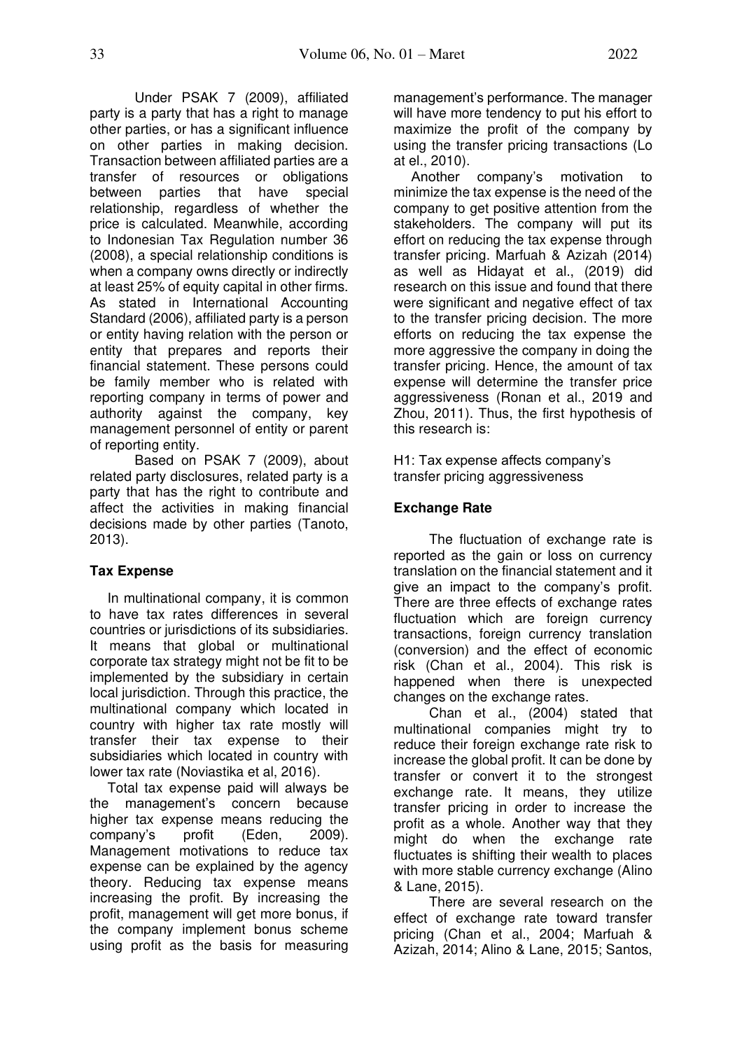Under PSAK 7 (2009), affiliated party is a party that has a right to manage other parties, or has a significant influence on other parties in making decision. Transaction between affiliated parties are a transfer of resources or obligations between parties that have special relationship, regardless of whether the price is calculated. Meanwhile, according to Indonesian Tax Regulation number 36 (2008), a special relationship conditions is when a company owns directly or indirectly at least 25% of equity capital in other firms. As stated in International Accounting Standard (2006), affiliated party is a person or entity having relation with the person or entity that prepares and reports their financial statement. These persons could be family member who is related with reporting company in terms of power and authority against the company, key management personnel of entity or parent of reporting entity.

Based on PSAK 7 (2009), about related party disclosures, related party is a party that has the right to contribute and affect the activities in making financial decisions made by other parties (Tanoto, 2013).

**Tax Expense**

In multinational company, it is common to have tax rates differences in several countries or jurisdictions of its subsidiaries. It means that global or multinational corporate tax strategy might not be fit to be implemented by the subsidiary in certain local jurisdiction. Through this practice, the multinational company which located in country with higher tax rate mostly will transfer their tax expense to their subsidiaries which located in country with lower tax rate (Noviastika et al, 2016).

Total tax expense paid will always be the management's concern because higher tax expense means reducing the company's profit (Eden, 2009). Management motivations to reduce tax expense can be explained by the agency theory. Reducing tax expense means increasing the profit. By increasing the profit, management will get more bonus, if the company implement bonus scheme using profit as the basis for measuring management's performance. The manager will have more tendency to put his effort to maximize the profit of the company by using the transfer pricing transactions (Lo at el., 2010).

Another company's motivation to minimize the tax expense is the need of the company to get positive attention from the stakeholders. The company will put its effort on reducing the tax expense through transfer pricing. Marfuah & Azizah (2014) as well as Hidayat et al., (2019) did research on this issue and found that there were significant and negative effect of tax to the transfer pricing decision. The more efforts on reducing the tax expense the more aggressive the company in doing the transfer pricing. Hence, the amount of tax expense will determine the transfer price aggressiveness (Ronan et al., 2019 and Zhou, 2011). Thus, the first hypothesis of this research is:

H1: Tax expense affects company's transfer pricing aggressiveness

**Exchange Rate**

The fluctuation of exchange rate is reported as the gain or loss on currency translation on the financial statement and it give an impact to the company's profit. There are three effects of exchange rates fluctuation which are foreign currency transactions, foreign currency translation (conversion) and the effect of economic risk (Chan et al., 2004). This risk is happened when there is unexpected changes on the exchange rates.

Chan et al., (2004) stated that multinational companies might try to reduce their foreign exchange rate risk to increase the global profit. It can be done by transfer or convert it to the strongest exchange rate. It means, they utilize transfer pricing in order to increase the profit as a whole. Another way that they might do when the exchange rate fluctuates is shifting their wealth to places with more stable currency exchange (Alino & Lane, 2015).

There are several research on the effect of exchange rate toward transfer pricing (Chan et al., 2004; Marfuah & Azizah, 2014; Alino & Lane, 2015; Santos,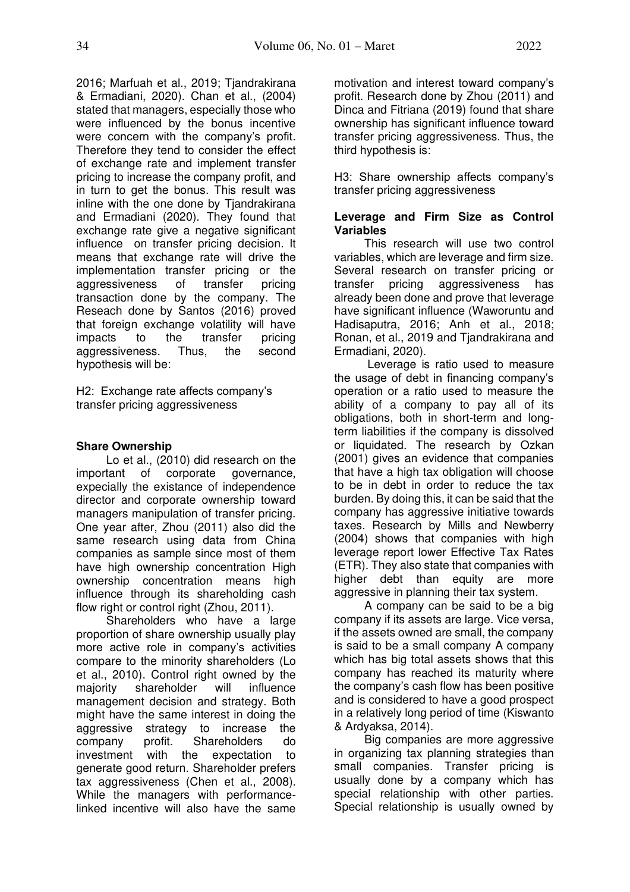2016; Marfuah et al., 2019; Tjandrakirana & Ermadiani, 2020). Chan et al., (2004) stated that managers, especially those who were influenced by the bonus incentive were concern with the company's profit. Therefore they tend to consider the effect of exchange rate and implement transfer pricing to increase the company profit, and in turn to get the bonus. This result was inline with the one done by Tjandrakirana and Ermadiani (2020). They found that exchange rate give a negative significant influence on transfer pricing decision. It means that exchange rate will drive the implementation transfer pricing or the aggressiveness of transfer pricing transaction done by the company. The Reseach done by Santos (2016) proved that foreign exchange volatility will have impacts to the transfer pricing aggressiveness. Thus, the second hypothesis will be:

H2: Exchange rate affects company's transfer pricing aggressiveness

**Share Ownership**

Lo et al., (2010) did research on the important of corporate governance, expecially the existance of independence director and corporate ownership toward managers manipulation of transfer pricing. One year after, Zhou (2011) also did the same research using data from China companies as sample since most of them have high ownership concentration High ownership concentration means high influence through its shareholding cash flow right or control right (Zhou, 2011).

Shareholders who have a large proportion of share ownership usually play more active role in company's activities compare to the minority shareholders (Lo et al., 2010). Control right owned by the majority shareholder will influence management decision and strategy. Both might have the same interest in doing the aggressive strategy to increase the company profit. Shareholders do investment with the expectation to generate good return. Shareholder prefers tax aggressiveness (Chen et al., 2008). While the managers with performance-linked incentive will also have the same motivation and interest toward company's profit. Research done by Zhou (2011) and Dinca and Fitriana (2019) found that share ownership has significant influence toward transfer pricing aggressiveness. Thus, the third hypothesis is:

H3: Share ownership affects company's transfer pricing aggressiveness

**Leverage and Firm Size as Control Variables**

This research will use two control variables, which are leverage and firm size. Several research on transfer pricing or transfer pricing aggressiveness has already been done and prove that leverage have significant influence (Waworuntu and Hadisaputra, 2016; Anh et al., 2018; Ronan, et al., 2019 and Tjandrakirana and Ermadiani, 2020).

Leverage is ratio used to measure the usage of debt in financing company's operation or a ratio used to measure the ability of a company to pay all of its obligations, both in short-term and long-term liabilities if the company is dissolved or liquidated. The research by Ozkan (2001) gives an evidence that companies that have a high tax obligation will choose to be in debt in order to reduce the tax burden. By doing this, it can be said that the company has aggressive initiative towards taxes. Research by Mills and Newberry (2004) shows that companies with high leverage report lower Effective Tax Rates (ETR). They also state that companies with higher debt than equity are more aggressive in planning their tax system.

A company can be said to be a big company if its assets are large. Vice versa, if the assets owned are small, the company is said to be a small company A company which has big total assets shows that this company has reached its maturity where the company's cash flow has been positive and is considered to have a good prospect in a relatively long period of time (Kiswanto & Ardyaksa, 2014).

Big companies are more aggressive in organizing tax planning strategies than small companies. Transfer pricing is usually done by a company which has special relationship with other parties. Special relationship is usually owned by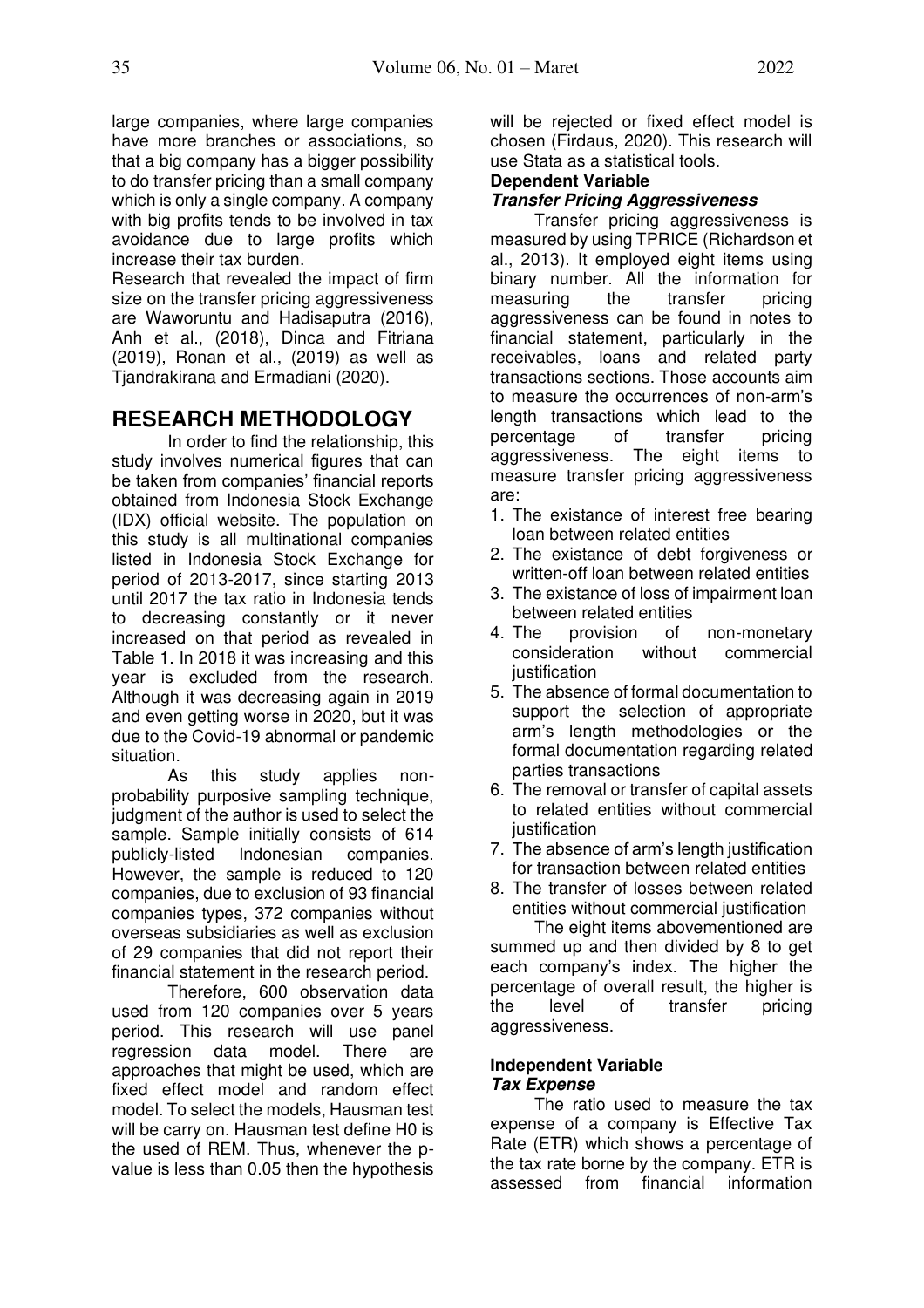large companies, where large companies have more branches or associations, so that a big company has a bigger possibility to do transfer pricing than a small company which is only a single company. A company with big profits tends to be involved in tax avoidance due to large profits which increase their tax burden.

Research that revealed the impact of firm size on the transfer pricing aggressiveness are Waworuntu and Hadisaputra (2016), Anh et al., (2018), Dinca and Fitriana (2019), Ronan et al., (2019) as well as Tjandrakirana and Ermadiani (2020).

# RESEARCH METHODOLOGY

In order to find the relationship, this study involves numerical figures that can be taken from companies' financial reports obtained from Indonesia Stock Exchange (IDX) official website. The population on this study is all multinational companies listed in Indonesia Stock Exchange for period of 2013-2017, since starting 2013 until 2017 the tax ratio in Indonesia tends to decreasing constantly or it never increased on that period as revealed in Table 1. In 2018 it was increasing and this year is excluded from the research. Although it was decreasing again in 2019 and even getting worse in 2020, but it was due to the Covid-19 abnormal or pandemic situation.

As this study applies non-probability purposive sampling technique, judgment of the author is used to select the sample. Sample initially consists of 614 publicly-listed Indonesian companies. However, the sample is reduced to 120 companies, due to exclusion of 93 financial companies types, 372 companies without overseas subsidiaries as well as exclusion of 29 companies that did not report their financial statement in the research period.

Therefore, 600 observation data used from 120 companies over 5 years period. This research will use panel regression data model. There are approaches that might be used, which are fixed effect model and random effect model. To select the models, Hausman test will be carry on. Hausman test define H0 is the used of REM. Thus, whenever the p-value is less than 0.05 then the hypothesis will be rejected or fixed effect model is chosen (Firdaus, 2020). This research will use Stata as a statistical tools.

**Dependent Variable**

***Transfer Pricing Aggressiveness***

Transfer pricing aggressiveness is measured by using TPRICE (Richardson et al., 2013). It employed eight items using binary number. All the information for measuring the transfer pricing aggressiveness can be found in notes to financial statement, particularly in the receivables, loans and related party transactions sections. Those accounts aim to measure the occurrences of non-arm's length transactions which lead to the percentage of transfer pricing aggressiveness. The eight items to measure transfer pricing aggressiveness are:

1. The existance of interest free bearing loan between related entities
2. The existance of debt forgiveness or written-off loan between related entities
3. The existance of loss of impairment loan between related entities
4. The provision of non-monetary consideration without commercial justification
5. The absence of formal documentation to support the selection of appropriate arm's length methodologies or the formal documentation regarding related parties transactions
6. The removal or transfer of capital assets to related entities without commercial justification
7. The absence of arm's length justification for transaction between related entities
8. The transfer of losses between related entities without commercial justification

The eight items abovementioned are summed up and then divided by 8 to get each company's index. The higher the percentage of overall result, the higher is the level of transfer pricing aggressiveness.

**Independent Variable**

***Tax Expense***

The ratio used to measure the tax expense of a company is Effective Tax Rate (ETR) which shows a percentage of the tax rate borne by the company. ETR is assessed from financial information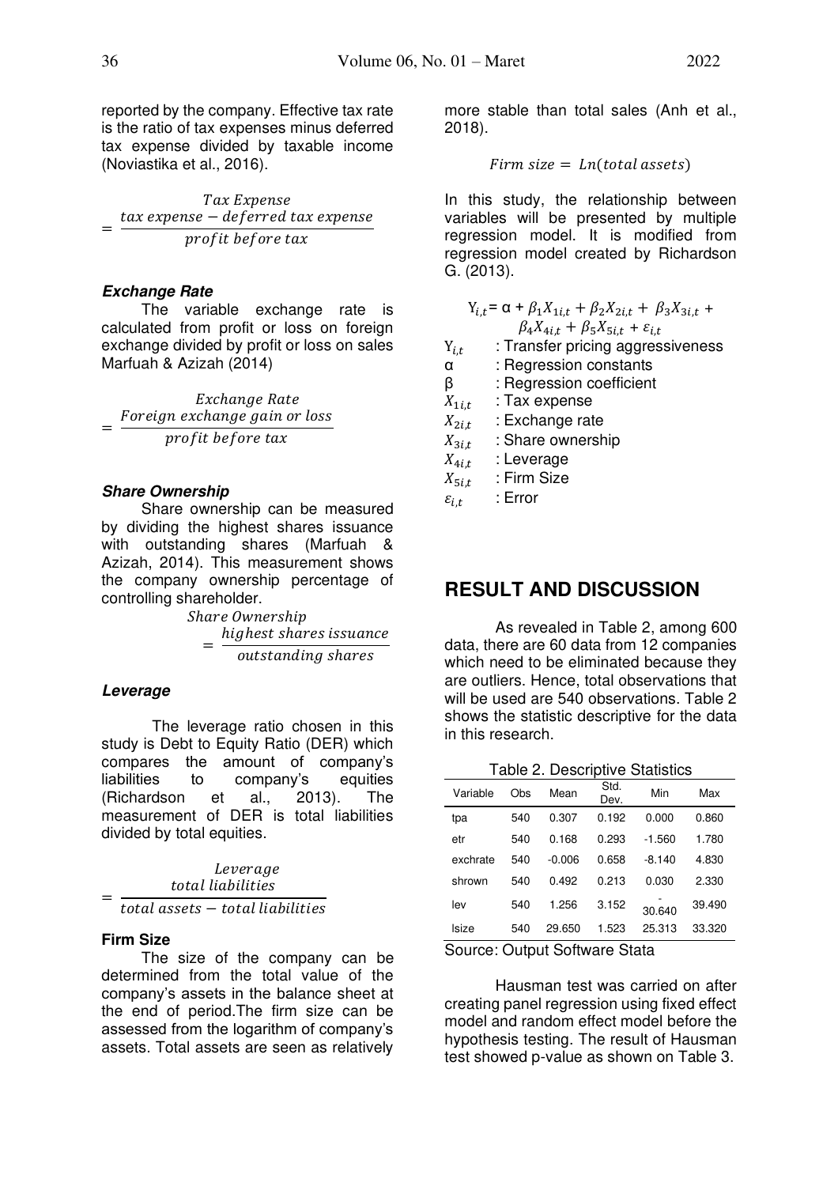reported by the company. Effective tax rate is the ratio of tax expenses minus deferred tax expense divided by taxable income (Noviastika et al., 2016).

$$Tax\ Expense = \frac{tax\ expense - deferred\ tax\ expense}{profit\ before\ tax}$$

### *Exchange Rate*

The variable exchange rate is calculated from profit or loss on foreign exchange divided by profit or loss on sales Marfuah & Azizah (2014)

$$Exchange\ Rate = \frac{Foreign\ exchange\ gain\ or\ loss}{profit\ before\ tax}$$

### *Share Ownership*

Share ownership can be measured by dividing the highest shares issuance with outstanding shares (Marfuah & Azizah, 2014). This measurement shows the company ownership percentage of controlling shareholder.

$$Share\ Ownership = \frac{highest\ shares\ issuance}{outstanding\ shares}$$

### *Leverage*

The leverage ratio chosen in this study is Debt to Equity Ratio (DER) which compares the amount of company's liabilities to company's equities (Richardson et al., 2013). The measurement of DER is total liabilities divided by total equities.

$$Leverage = \frac{total\ liabilities}{total\ assets - total\ liabilities}$$

### Firm Size

The size of the company can be determined from the total value of the company's assets in the balance sheet at the end of period.The firm size can be assessed from the logarithm of company's assets. Total assets are seen as relatively more stable than total sales (Anh et al., 2018).

$$Firm\ size = Ln(total\ assets)$$

In this study, the relationship between variables will be presented by multiple regression model. It is modified from regression model created by Richardson G. (2013).

$$Y_{i,t} = \alpha + \beta_1 X_{1i,t} + \beta_2 X_{2i,t} + \beta_3 X_{3i,t} + \beta_4 X_{4i,t} + \beta_5 X_{5i,t} + \varepsilon_{i,t}$$

$Y_{i,t}$ : Transfer pricing aggressiveness
$\alpha$ : Regression constants
$\beta$ : Regression coefficient
$X_{1i,t}$ : Tax expense
$X_{2i,t}$ : Exchange rate
$X_{3i,t}$ : Share ownership
$X_{4i,t}$ : Leverage
$X_{5i,t}$ : Firm Size
$\varepsilon_{i,t}$ : Error

## RESULT AND DISCUSSION

As revealed in Table 2, among 600 data, there are 60 data from 12 companies which need to be eliminated because they are outliers. Hence, total observations that will be used are 540 observations. Table 2 shows the statistic descriptive for the data in this research.

Table 2. Descriptive Statistics

| Variable | Obs | Mean | Std. Dev. | Min | Max |
|---|---|---|---|---|---|
| tpa | 540 | 0.307 | 0.192 | 0.000 | 0.860 |
| etr | 540 | 0.168 | 0.293 | -1.560 | 1.780 |
| exchrate | 540 | -0.006 | 0.658 | -8.140 | 4.830 |
| shrown | 540 | 0.492 | 0.213 | 0.030 | 2.330 |
| lev | 540 | 1.256 | 3.152 | -30.640 | 39.490 |
| lsize | 540 | 29.650 | 1.523 | 25.313 | 33.320 |

Source: Output Software Stata

Hausman test was carried on after creating panel regression using fixed effect model and random effect model before the hypothesis testing. The result of Hausman test showed p-value as shown on Table 3.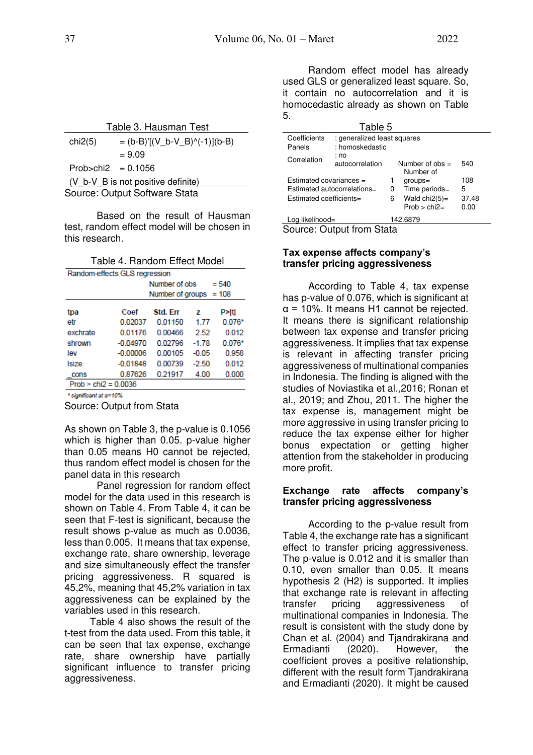Table 3. Hausman Test

| | |
|---|---|
| chi2(5) | = (b-B)'[(V_b-V_B)^(-1)](b-B) |
| | = 9.09 |
| Prob>chi2 | = 0.1056 |
| (V_b-V_B is not positive definite) | |

Source: Output Software Stata

Based on the result of Hausman test, random effect model will be chosen in this research.

Table 4. Random Effect Model

| Random-effects GLS regression | | | | |
|---|---|---|---|---|
| | | Number of obs | = 540 | |
| | | Number of groups | = 108 | |
| **tpa** | **Coef** | **Std. Err** | **z** | **P>\|t\|** |
| etr | 0.02037 | 0.01150 | 1.77 | 0.076* |
| exchrate | 0.01176 | 0.00466 | 2.52 | 0.012 |
| shrown | -0.04970 | 0.02796 | -1.78 | 0.076* |
| lev | -0.00006 | 0.00105 | -0.05 | 0.958 |
| lsize | -0.01848 | 0.00739 | -2.50 | 0.012 |
| _cons | 0.87626 | 0.21917 | 4.00 | 0.000 |
| Prob > chi2 = 0.0036 | | | | |

* significant at α=10%

Source: Output from Stata

As shown on Table 3, the p-value is 0.1056 which is higher than 0.05. p-value higher than 0.05 means H0 cannot be rejected, thus random effect model is chosen for the panel data in this research

Panel regression for random effect model for the data used in this research is shown on Table 4. From Table 4, it can be seen that F-test is significant, because the result shows p-value as much as 0.0036, less than 0.005. It means that tax expense, exchange rate, share ownership, leverage and size simultaneously effect the transfer pricing aggressiveness. R squared is 45,2%, meaning that 45,2% variation in tax aggressiveness can be explained by the variables used in this research.

Table 4 also shows the result of the t-test from the data used. From this table, it can be seen that tax expense, exchange rate, share ownership have partially significant influence to transfer pricing aggressiveness.

Random effect model has already used GLS or generalized least square. So, it contain no autocorrelation and it is homocedastic already as shown on Table 5.

Table 5

| | | | |
|---|---|---|---|
| Coefficients | : generalized least squares | | |
| Panels | : homoskedastic | | |
| Correlation | : no autocorrelation | Number of obs = | 540 |
| Estimated covariances = | 1 | Number of groups= | 108 |
| Estimated autocorrelations= | 0 | Time periods= | 5 |
| Estimated coefficients= | 6 | Wald chi2(5)= | 37.48 |
| | | Prob > chi2= | 0.00 |
| Log likelihood= | 142.6879 | | |

Source: Output from Stata

**Tax expense affects company's transfer pricing aggressiveness**

According to Table 4, tax expense has p-value of 0.076, which is significant at α = 10%. It means H1 cannot be rejected. It means there is significant relationship between tax expense and transfer pricing aggressiveness. It implies that tax expense is relevant in affecting transfer pricing aggressiveness of multinational companies in Indonesia. The finding is aligned with the studies of Noviastika et al.,2016; Ronan et al., 2019; and Zhou, 2011. The higher the tax expense is, management might be more aggressive in using transfer pricing to reduce the tax expense either for higher bonus expectation or getting higher attention from the stakeholder in producing more profit.

**Exchange rate affects company's transfer pricing aggressiveness**

According to the p-value result from Table 4, the exchange rate has a significant effect to transfer pricing aggressiveness. The p-value is 0.012 and it is smaller than 0.10, even smaller than 0.05. It means hypothesis 2 (H2) is supported. It implies that exchange rate is relevant in affecting transfer pricing aggressiveness of multinational companies in Indonesia. The result is consistent with the study done by Chan et al. (2004) and Tjandrakirana and Ermadianti (2020). However, the coefficient proves a positive relationship, different with the result form Tjandrakirana and Ermadianti (2020). It might be caused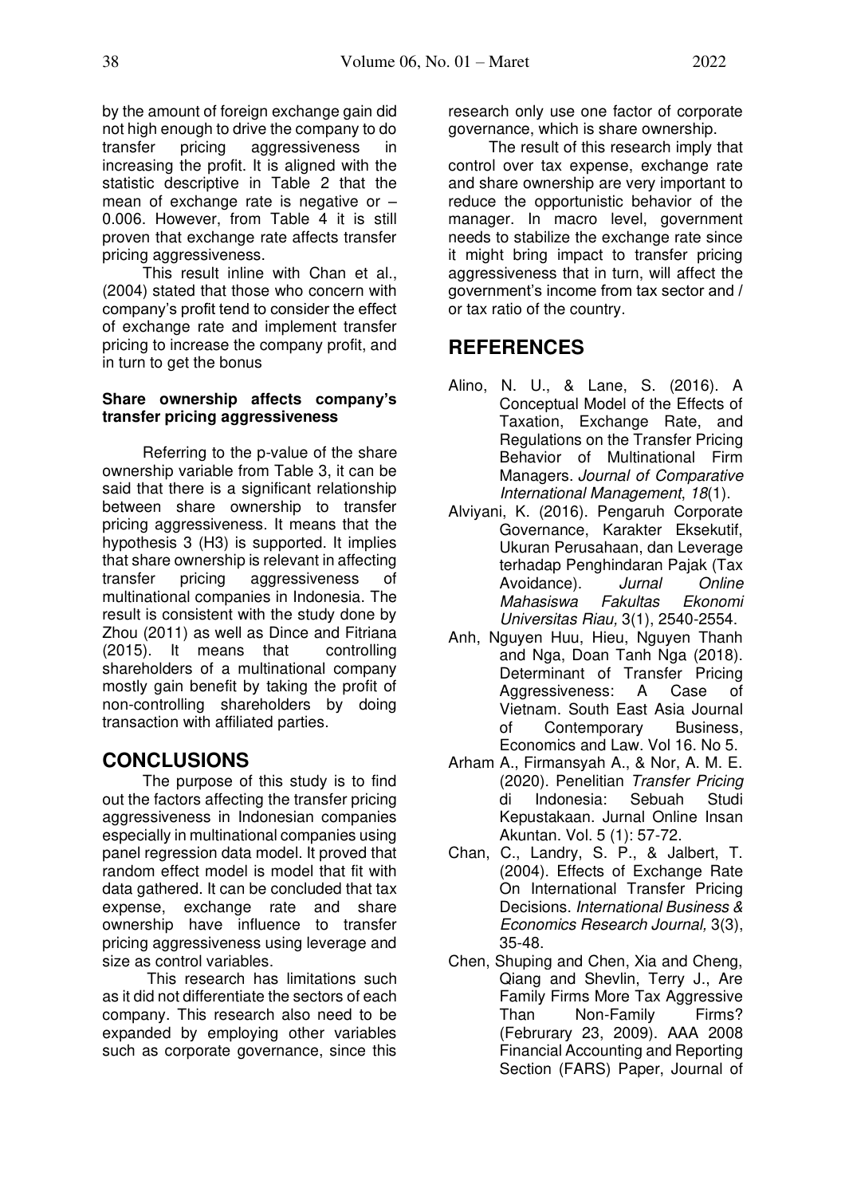by the amount of foreign exchange gain did not high enough to drive the company to do transfer pricing aggressiveness in increasing the profit. It is aligned with the statistic descriptive in Table 2 that the mean of exchange rate is negative or – 0.006. However, from Table 4 it is still proven that exchange rate affects transfer pricing aggressiveness.

This result inline with Chan et al., (2004) stated that those who concern with company's profit tend to consider the effect of exchange rate and implement transfer pricing to increase the company profit, and in turn to get the bonus

**Share ownership affects company's transfer pricing aggressiveness**

Referring to the p-value of the share ownership variable from Table 3, it can be said that there is a significant relationship between share ownership to transfer pricing aggressiveness. It means that the hypothesis 3 (H3) is supported. It implies that share ownership is relevant in affecting transfer pricing aggressiveness of multinational companies in Indonesia. The result is consistent with the study done by Zhou (2011) as well as Dince and Fitriana (2015). It means that controlling shareholders of a multinational company mostly gain benefit by taking the profit of non-controlling shareholders by doing transaction with affiliated parties.

## CONCLUSIONS

The purpose of this study is to find out the factors affecting the transfer pricing aggressiveness in Indonesian companies especially in multinational companies using panel regression data model. It proved that random effect model is model that fit with data gathered. It can be concluded that tax expense, exchange rate and share ownership have influence to transfer pricing aggressiveness using leverage and size as control variables.

This research has limitations such as it did not differentiate the sectors of each company. This research also need to be expanded by employing other variables such as corporate governance, since this research only use one factor of corporate governance, which is share ownership.

The result of this research imply that control over tax expense, exchange rate and share ownership are very important to reduce the opportunistic behavior of the manager. In macro level, government needs to stabilize the exchange rate since it might bring impact to transfer pricing aggressiveness that in turn, will affect the government's income from tax sector and / or tax ratio of the country.

## REFERENCES

Alino, N. U., & Lane, S. (2016). A Conceptual Model of the Effects of Taxation, Exchange Rate, and Regulations on the Transfer Pricing Behavior of Multinational Firm Managers. *Journal of Comparative International Management*, *18*(1).

Alviyani, K. (2016). Pengaruh Corporate Governance, Karakter Eksekutif, Ukuran Perusahaan, dan Leverage terhadap Penghindaran Pajak (Tax Avoidance). *Jurnal Online Mahasiswa Fakultas Ekonomi Universitas Riau,* 3(1), 2540-2554.

Anh, Nguyen Huu, Hieu, Nguyen Thanh and Nga, Doan Tanh Nga (2018). Determinant of Transfer Pricing Aggressiveness: A Case of Vietnam. South East Asia Journal of Contemporary Business, Economics and Law. Vol 16. No 5.

Arham A., Firmansyah A., & Nor, A. M. E. (2020). Penelitian *Transfer Pricing* di Indonesia: Sebuah Studi Kepustakaan. Jurnal Online Insan Akuntan. Vol. 5 (1): 57-72.

Chan, C., Landry, S. P., & Jalbert, T. (2004). Effects of Exchange Rate On International Transfer Pricing Decisions. *International Business & Economics Research Journal,* 3(3), 35-48.

Chen, Shuping and Chen, Xia and Cheng, Qiang and Shevlin, Terry J., Are Family Firms More Tax Aggressive Than Non-Family Firms? (Februrary 23, 2009). AAA 2008 Financial Accounting and Reporting Section (FARS) Paper, Journal of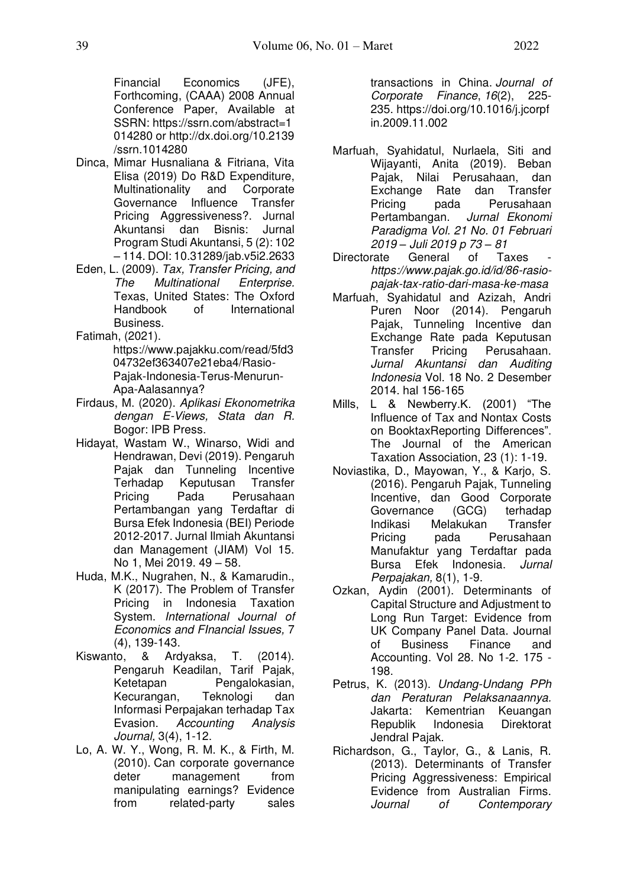Financial Economics (JFE), Forthcoming, (CAAA) 2008 Annual Conference Paper, Available at SSRN: https://ssrn.com/abstract=1014280 or http://dx.doi.org/10.2139/ssrn.1014280

Dinca, Mimar Husnaliana & Fitriana, Vita Elisa (2019) Do R&D Expenditure, Multinationality and Corporate Governance Influence Transfer Pricing Aggressiveness?. Jurnal Akuntansi dan Bisnis: Jurnal Program Studi Akuntansi, 5 (2): 102 – 114. DOI: 10.31289/jab.v5i2.2633

Eden, L. (2009). *Tax, Transfer Pricing, and The Multinational Enterprise.* Texas, United States: The Oxford Handbook of International Business.

Fatimah, (2021). https://www.pajakku.com/read/5fd304732ef363407e21eba4/Rasio-Pajak-Indonesia-Terus-Menurun-Apa-Aalasannya?

Firdaus, M. (2020). *Aplikasi Ekonometrika dengan E-Views, Stata dan R*. Bogor: IPB Press.

Hidayat, Wastam W., Winarso, Widi and Hendrawan, Devi (2019). Pengaruh Pajak dan Tunneling Incentive Terhadap Keputusan Transfer Pricing Pada Perusahaan Pertambangan yang Terdaftar di Bursa Efek Indonesia (BEI) Periode 2012-2017. Jurnal Ilmiah Akuntansi dan Management (JIAM) Vol 15. No 1, Mei 2019. 49 – 58.

Huda, M.K., Nugrahen, N., & Kamarudin., K (2017). The Problem of Transfer Pricing in Indonesia Taxation System. *International Journal of Economics and FInancial Issues,* 7 (4), 139-143.

Kiswanto, & Ardyaksa, T. (2014). Pengaruh Keadilan, Tarif Pajak, Ketetapan Pengalokasian, Kecurangan, Teknologi dan Informasi Perpajakan terhadap Tax Evasion. *Accounting Analysis Journal,* 3(4), 1-12.

Lo, A. W. Y., Wong, R. M. K., & Firth, M. (2010). Can corporate governance deter management from manipulating earnings? Evidence from related-party sales transactions in China. *Journal of Corporate Finance*, *16*(2), 225-235. https://doi.org/10.1016/j.jcorpfin.2009.11.002

Marfuah, Syahidatul, Nurlaela, Siti and Wijayanti, Anita (2019). Beban Pajak, Nilai Perusahaan, dan Exchange Rate dan Transfer Pricing pada Perusahaan Pertambangan. *Jurnal Ekonomi Paradigma Vol. 21 No. 01 Februari 2019 – Juli 2019 p 73 – 81*

Directorate General of Taxes - *https://www.pajak.go.id/id/86-rasio-pajak-tax-ratio-dari-masa-ke-masa*

Marfuah, Syahidatul and Azizah, Andri Puren Noor (2014). Pengaruh Pajak, Tunneling Incentive dan Exchange Rate pada Keputusan Transfer Pricing Perusahaan. *Jurnal Akuntansi dan Auditing Indonesia* Vol. 18 No. 2 Desember 2014. hal 156-165

Mills, L & Newberry.K. (2001) "The Influence of Tax and Nontax Costs on BooktaxReporting Differences". The Journal of the American Taxation Association, 23 (1): 1-19.

Noviastika, D., Mayowan, Y., & Karjo, S. (2016). Pengaruh Pajak, Tunneling Incentive, dan Good Corporate Governance (GCG) terhadap Indikasi Melakukan Transfer Pricing pada Perusahaan Manufaktur yang Terdaftar pada Bursa Efek Indonesia. *Jurnal Perpajakan,* 8(1), 1-9.

Ozkan, Aydin (2001). Determinants of Capital Structure and Adjustment to Long Run Target: Evidence from UK Company Panel Data. Journal of Business Finance and Accounting. Vol 28. No 1-2. 175 - 198.

Petrus, K. (2013). *Undang-Undang PPh dan Peraturan Pelaksanaannya.* Jakarta: Kementrian Keuangan Republik Indonesia Direktorat Jendral Pajak.

Richardson, G., Taylor, G., & Lanis, R. (2013). Determinants of Transfer Pricing Aggressiveness: Empirical Evidence from Australian Firms. *Journal of Contemporary*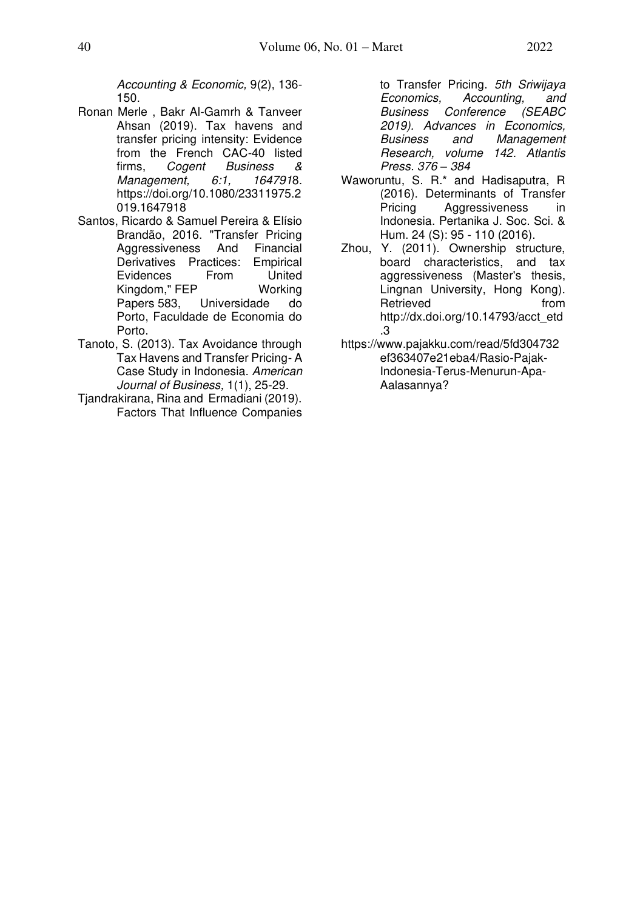*Accounting & Economic,* 9(2), 136-150.

Ronan Merle , Bakr Al-Gamrh & Tanveer Ahsan (2019). Tax havens and transfer pricing intensity: Evidence from the French CAC-40 listed firms, *Cogent Business & Management, 6:1, 164791*8. https://doi.org/10.1080/23311975.2019.1647918

Santos, Ricardo & Samuel Pereira & Elísio Brandão, 2016. "Transfer Pricing Aggressiveness And Financial Derivatives Practices: Empirical Evidences From United Kingdom," FEP Working Papers 583, Universidade do Porto, Faculdade de Economia do Porto.

Tanoto, S. (2013). Tax Avoidance through Tax Havens and Transfer Pricing- A Case Study in Indonesia. *American Journal of Business,* 1(1), 25-29.

Tjandrakirana, Rina and Ermadiani (2019). Factors That Influence Companies to Transfer Pricing. *5th Sriwijaya Economics, Accounting, and Business Conference (SEABC 2019). Advances in Economics, Business and Management Research, volume 142. Atlantis Press. 376 – 384*

Waworuntu, S. R.* and Hadisaputra, R (2016). Determinants of Transfer Pricing Aggressiveness in Indonesia. Pertanika J. Soc. Sci. & Hum. 24 (S): 95 - 110 (2016).

Zhou, Y. (2011). Ownership structure, board characteristics, and tax aggressiveness (Master's thesis, Lingnan University, Hong Kong). Retrieved from http://dx.doi.org/10.14793/acct_etd.3

https://www.pajakku.com/read/5fd304732ef363407e21eba4/Rasio-Pajak-Indonesia-Terus-Menurun-Apa-Aalasannya?